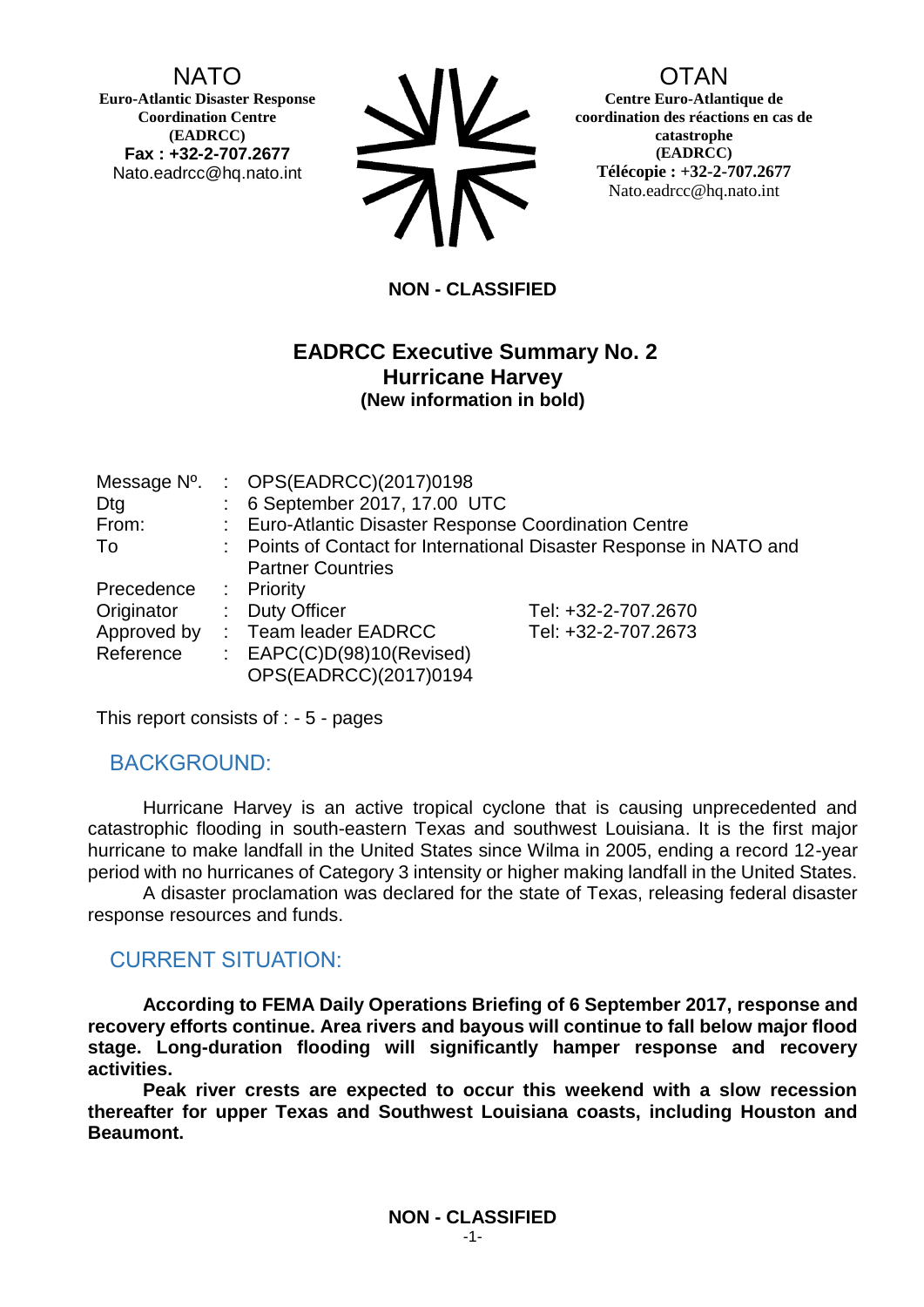**NATO**
**Euro-Atlantic Disaster Response Coordination Centre (EADRCC)**
**Fax : +32-2-707.2677**
Nato.eadrcc@hq.nato.int

**OTAN**
**Centre Euro-Atlantique de coordination des réactions en cas de catastrophe (EADRCC)**
**Télécopie : +32-2-707.2677**
Nato.eadrcc@hq.nato.int

**NON - CLASSIFIED**

# EADRCC Executive Summary No. 2
## Hurricane Harvey
**(New information in bold)**

| | | | |
|---|---|---|---|
| Message Nº. | : | OPS(EADRCC)(2017)0198 | |
| Dtg | : | 6 September 2017, 17.00 UTC | |
| From: | : | Euro-Atlantic Disaster Response Coordination Centre | |
| To | : | Points of Contact for International Disaster Response in NATO and Partner Countries | |
| Precedence | : | Priority | |
| Originator | : | Duty Officer | Tel: +32-2-707.2670 |
| Approved by | : | Team leader EADRCC | Tel: +32-2-707.2673 |
| Reference | : | EAPC(C)D(98)10(Revised) OPS(EADRCC)(2017)0194 | |

This report consists of : - 5 - pages

## BACKGROUND:

Hurricane Harvey is an active tropical cyclone that is causing unprecedented and catastrophic flooding in south-eastern Texas and southwest Louisiana. It is the first major hurricane to make landfall in the United States since Wilma in 2005, ending a record 12-year period with no hurricanes of Category 3 intensity or higher making landfall in the United States.

A disaster proclamation was declared for the state of Texas, releasing federal disaster response resources and funds.

## CURRENT SITUATION:

**According to FEMA Daily Operations Briefing of 6 September 2017, response and recovery efforts continue. Area rivers and bayous will continue to fall below major flood stage. Long-duration flooding will significantly hamper response and recovery activities.**

**Peak river crests are expected to occur this weekend with a slow recession thereafter for upper Texas and Southwest Louisiana coasts, including Houston and Beaumont.**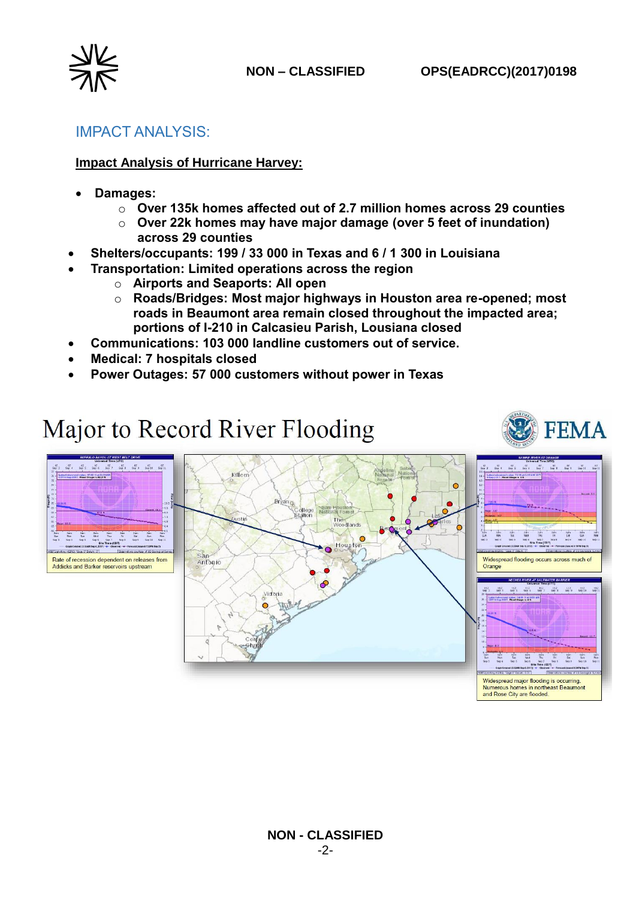## IMPACT ANALYSIS:

**Impact Analysis of Hurricane Harvey:**

- **Damages:**
  - **Over 135k homes affected out of 2.7 million homes across 29 counties**
  - **Over 22k homes may have major damage (over 5 feet of inundation) across 29 counties**
- **Shelters/occupants: 199 / 33 000 in Texas and 6 / 1 300 in Louisiana**
- **Transportation: Limited operations across the region**
  - **Airports and Seaports: All open**
  - **Roads/Bridges: Most major highways in Houston area re-opened; most roads in Beaumont area remain closed throughout the impacted area; portions of I-210 in Calcasieu Parish, Lousiana closed**
- **Communications: 103 000 landline customers out of service.**
- **Medical: 7 hospitals closed**
- **Power Outages: 57 000 customers without power in Texas**

# Major to Record River Flooding

FEMA

Rate of recession dependent on releases from Addicks and Barker reservoirs upstream

Widespread flooding occurs across much of Orange

Widespread major flooding is occurring. Numerous homes in northeast Beaumont and Rose City are flooded.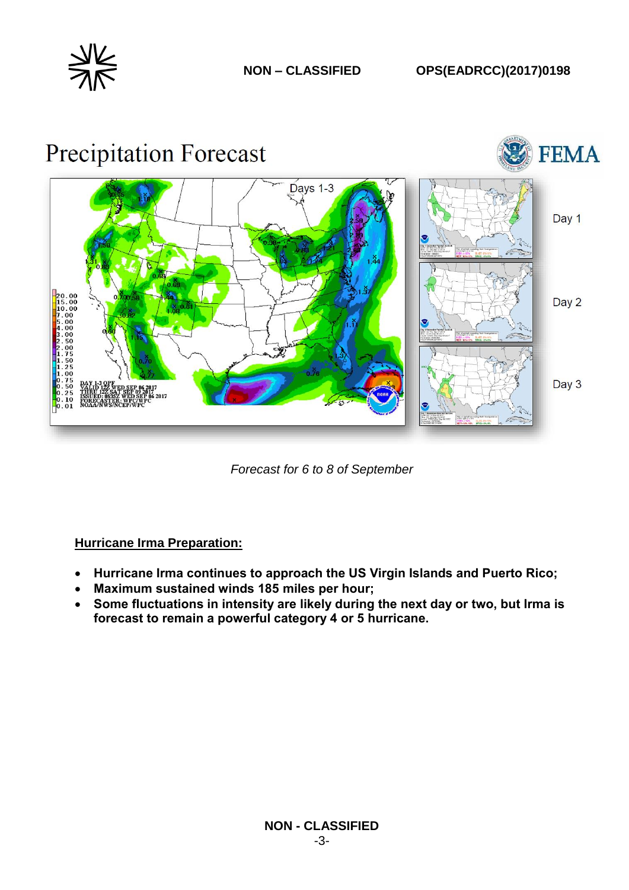# Precipitation Forecast

*Forecast for 6 to 8 of September*

**Hurricane Irma Preparation:**

- **Hurricane Irma continues to approach the US Virgin Islands and Puerto Rico;**
- **Maximum sustained winds 185 miles per hour;**
- **Some fluctuations in intensity are likely during the next day or two, but Irma is forecast to remain a powerful category 4 or 5 hurricane.**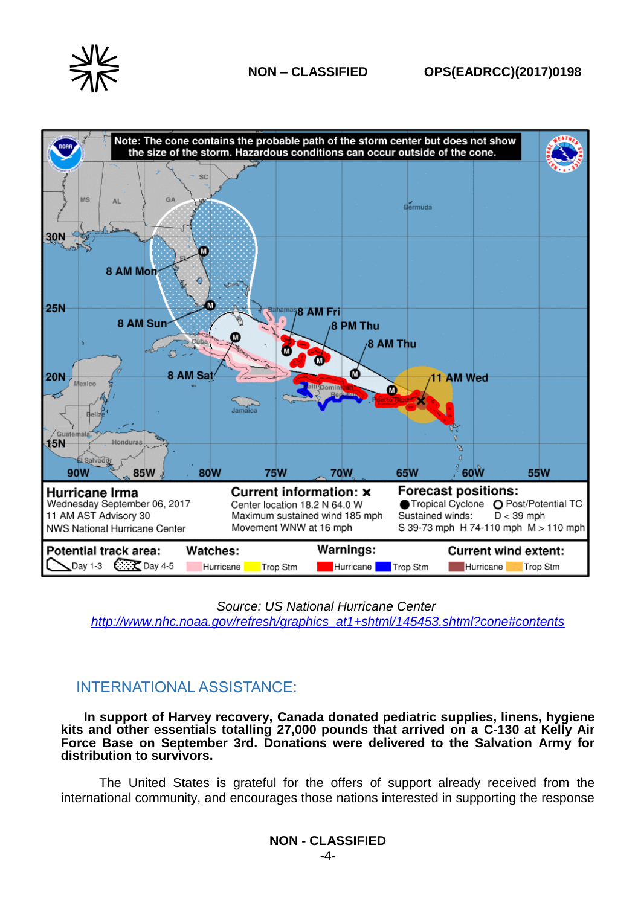Source: US National Hurricane Center

http://www.nhc.noaa.gov/refresh/graphics_at1+shtml/145453.shtml?cone#contents

## INTERNATIONAL ASSISTANCE:

**In support of Harvey recovery, Canada donated pediatric supplies, linens, hygiene kits and other essentials totalling 27,000 pounds that arrived on a C-130 at Kelly Air Force Base on September 3rd. Donations were delivered to the Salvation Army for distribution to survivors.**

The United States is grateful for the offers of support already received from the international community, and encourages those nations interested in supporting the response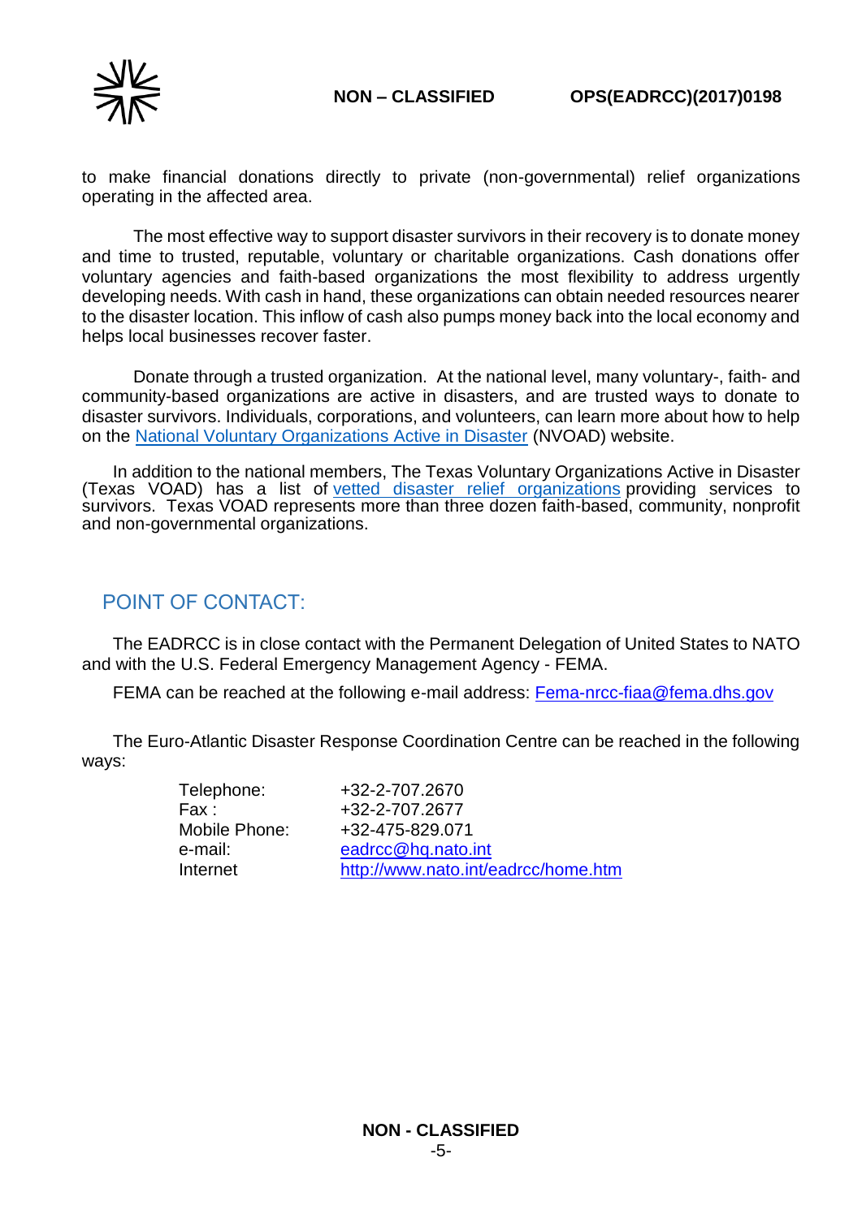to make financial donations directly to private (non-governmental) relief organizations operating in the affected area.

The most effective way to support disaster survivors in their recovery is to donate money and time to trusted, reputable, voluntary or charitable organizations. Cash donations offer voluntary agencies and faith-based organizations the most flexibility to address urgently developing needs. With cash in hand, these organizations can obtain needed resources nearer to the disaster location. This inflow of cash also pumps money back into the local economy and helps local businesses recover faster.

Donate through a trusted organization. At the national level, many voluntary-, faith- and community-based organizations are active in disasters, and are trusted ways to donate to disaster survivors. Individuals, corporations, and volunteers, can learn more about how to help on the National Voluntary Organizations Active in Disaster (NVOAD) website.

In addition to the national members, The Texas Voluntary Organizations Active in Disaster (Texas VOAD) has a list of vetted disaster relief organizations providing services to survivors. Texas VOAD represents more than three dozen faith-based, community, nonprofit and non-governmental organizations.

## POINT OF CONTACT:

The EADRCC is in close contact with the Permanent Delegation of United States to NATO and with the U.S. Federal Emergency Management Agency - FEMA.

FEMA can be reached at the following e-mail address: Fema-nrcc-fiaa@fema.dhs.gov

The Euro-Atlantic Disaster Response Coordination Centre can be reached in the following ways:

| | |
|---|---|
| Telephone: | +32-2-707.2670 |
| Fax : | +32-2-707.2677 |
| Mobile Phone: | +32-475-829.071 |
| e-mail: | eadrcc@hq.nato.int |
| Internet | http://www.nato.int/eadrcc/home.htm |